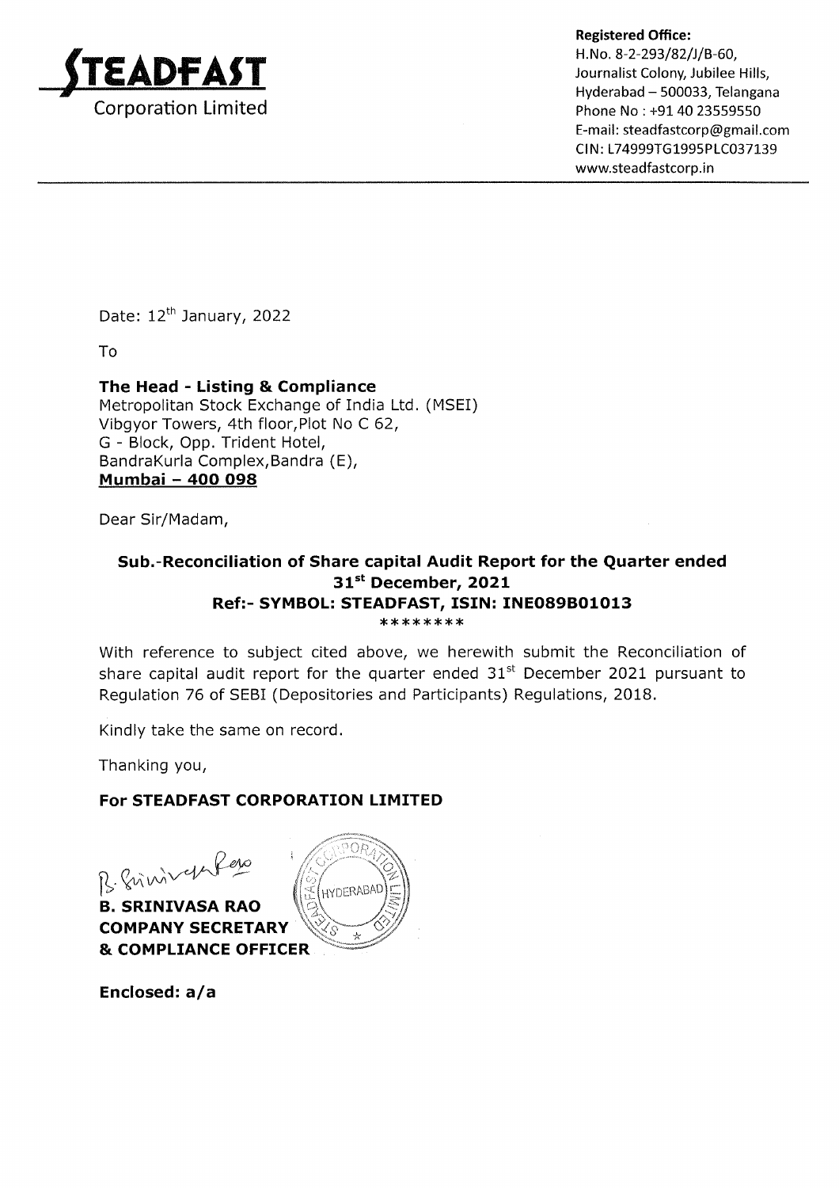**STEADFAST**
Corporation Limited

**Registered Office:**
H.No. 8-2-293/82/J/B-60,
Journalist Colony, Jubilee Hills,
Hyderabad – 500033, Telangana
Phone No : +91 40 23559550
E-mail: steadfastcorp@gmail.com
CIN: L74999TG1995PLC037139
www.steadfastcorp.in

Date: 12th January, 2022

To

**The Head - Listing & Compliance**
Metropolitan Stock Exchange of India Ltd. (MSEI)
Vibgyor Towers, 4th floor, Plot No C 62,
G - Block, Opp. Trident Hotel,
BandraKurla Complex, Bandra (E),
**Mumbai – 400 098**

Dear Sir/Madam,

**Sub.-Reconciliation of Share capital Audit Report for the Quarter ended 31st December, 2021**
**Ref:- SYMBOL: STEADFAST, ISIN: INE089B01013**
********

With reference to subject cited above, we herewith submit the Reconciliation of share capital audit report for the quarter ended 31st December 2021 pursuant to Regulation 76 of SEBI (Depositories and Participants) Regulations, 2018.

Kindly take the same on record.

Thanking you,

**For STEADFAST CORPORATION LIMITED**

**B. SRINIVASA RAO**
**COMPANY SECRETARY**
**& COMPLIANCE OFFICER**

**Enclosed: a/a**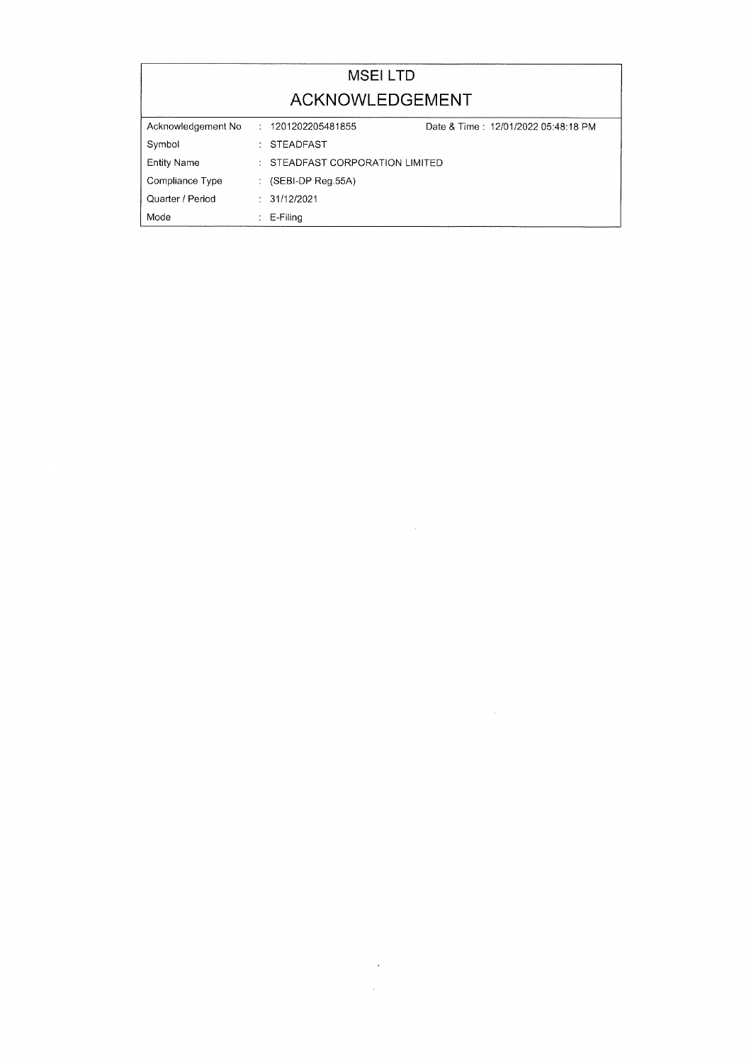# MSEI LTD

## ACKNOWLEDGEMENT

| | | |
|---|---|---|
| Acknowledgement No | : 1201202205481855 | Date & Time : 12/01/2022 05:48:18 PM |
| Symbol | : STEADFAST | |
| Entity Name | : STEADFAST CORPORATION LIMITED | |
| Compliance Type | : (SEBI-DP Reg.55A) | |
| Quarter / Period | : 31/12/2021 | |
| Mode | : E-Filing | |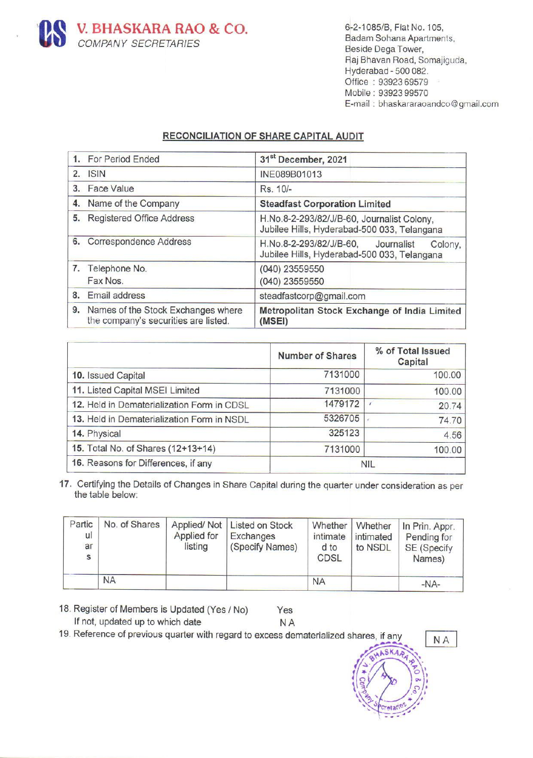**V. BHASKARA RAO & CO.**
*COMPANY SECRETARIES*

6-2-1085/B, Flat No. 105,
Badam Sohana Apartments,
Beside Dega Tower,
Raj Bhavan Road, Somajiguda,
Hyderabad - 500 082.
Office : 93923 69579
Mobile : 93923 99570
E-mail : bhaskararaoandco@gmail.com

## RECONCILIATION OF SHARE CAPITAL AUDIT

| | |
|---|---|
| 1. For Period Ended | **31st December, 2021** |
| 2. ISIN | INE089B01013 |
| 3. Face Value | Rs. 10/- |
| 4. Name of the Company | **Steadfast Corporation Limited** |
| 5. Registered Office Address | H.No.8-2-293/82/J/B-60, Journalist Colony, Jubilee Hills, Hyderabad-500 033, Telangana |
| 6. Correspondence Address | H.No.8-2-293/82/J/B-60, Journalist Colony, Jubilee Hills, Hyderabad-500 033, Telangana |
| 7. Telephone No. Fax Nos. | (040) 23559550 (040) 23559550 |
| 8. Email address | steadfastcorp@gmail.com |
| 9. Names of the Stock Exchanges where the company's securities are listed. | **Metropolitan Stock Exchange of India Limited (MSEI)** |

| | Number of Shares | % of Total Issued Capital |
|---|---|---|
| 10. Issued Capital | 7131000 | 100.00 |
| 11. Listed Capital MSEI Limited | 7131000 | 100.00 |
| 12. Held in Dematerialization Form in CDSL | 1479172 | 20.74 |
| 13. Held in Dematerialization Form in NSDL | 5326705 | 74.70 |
| 14. Physical | 325123 | 4.56 |
| 15. Total No. of Shares (12+13+14) | 7131000 | 100.00 |
| 16. Reasons for Differences, if any | NIL | |

17. Certifying the Details of Changes in Share Capital during the quarter under consideration as per the table below:

| Particulars | No. of Shares | Applied/ Not Applied for listing | Listed on Stock Exchanges (Specify Names) | Whether intimated to CDSL | Whether intimated to NSDL | In Prin. Appr. Pending for SE (Specify Names) |
|---|---|---|---|---|---|---|
| | NA | | | NA | | -NA- |

18. Register of Members is Updated (Yes / No) Yes
If not, updated up to which date N A

19. Reference of previous quarter with regard to excess dematerialized shares, if any N A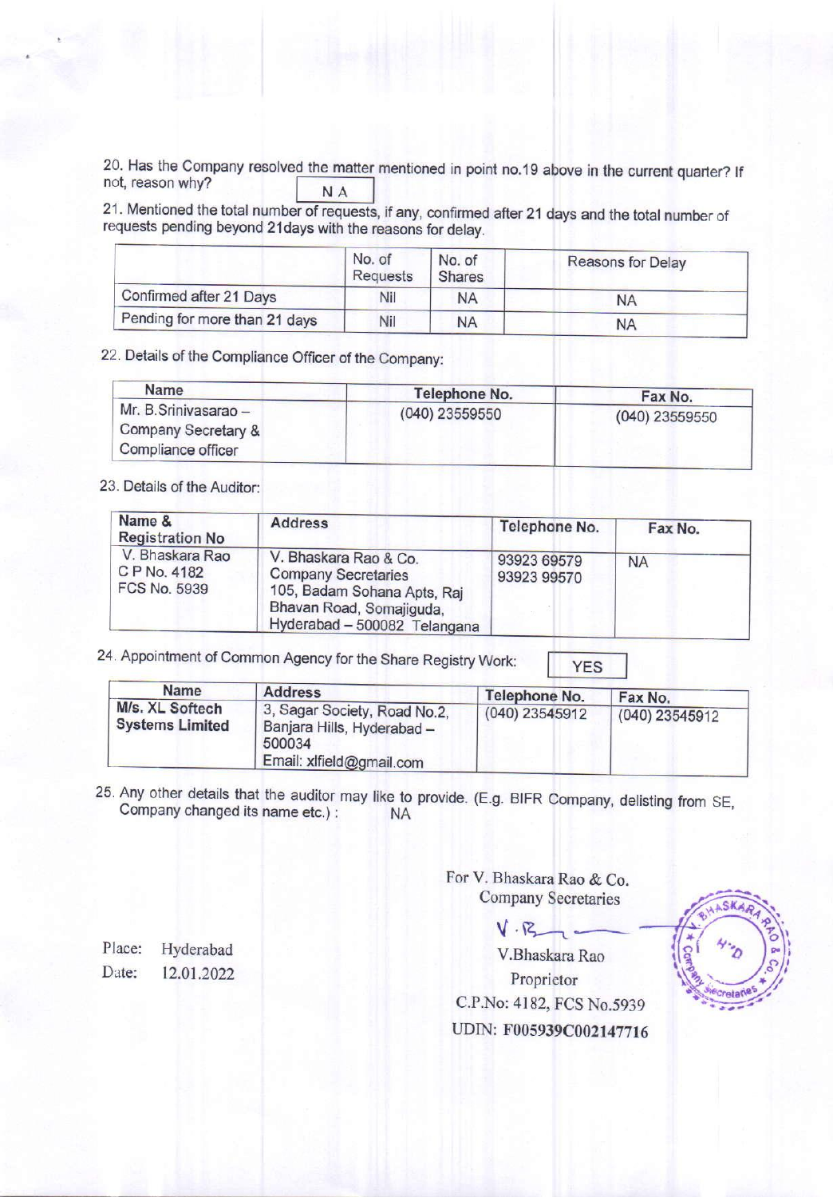20. Has the Company resolved the matter mentioned in point no.19 above in the current quarter? If not, reason why? NA

21. Mentioned the total number of requests, if any, confirmed after 21 days and the total number of requests pending beyond 21days with the reasons for delay.

| | No. of Requests | No. of Shares | Reasons for Delay |
|---|---|---|---|
| Confirmed after 21 Days | Nil | NA | NA |
| Pending for more than 21 days | Nil | NA | NA |

22. Details of the Compliance Officer of the Company:

| Name | Telephone No. | Fax No. |
|---|---|---|
| Mr. B.Srinivasarao – Company Secretary & Compliance officer | (040) 23559550 | (040) 23559550 |

23. Details of the Auditor:

| Name & Registration No | Address | Telephone No. | Fax No. |
|---|---|---|---|
| V. Bhaskara Rao C P No. 4182 FCS No. 5939 | V. Bhaskara Rao & Co. Company Secretaries 105, Badam Sohana Apts, Raj Bhavan Road, Somajiguda, Hyderabad – 500082 Telangana | 93923 69579 93923 99570 | NA |

24. Appointment of Common Agency for the Share Registry Work: YES

| Name | Address | Telephone No. | Fax No. |
|---|---|---|---|
| **M/s. XL Softech Systems Limited** | 3, Sagar Society, Road No.2, Banjara Hills, Hyderabad – 500034 Email: xlfield@gmail.com | (040) 23545912 | (040) 23545912 |

25. Any other details that the auditor may like to provide. (E.g. BIFR Company, delisting from SE, Company changed its name etc.) : NA

For V. Bhaskara Rao & Co.
Company Secretaries

V.Bhaskara Rao
Proprietor
C.P.No: 4182, FCS No.5939
UDIN: **F005939C002147716**

Place: Hyderabad
Date: 12.01.2022